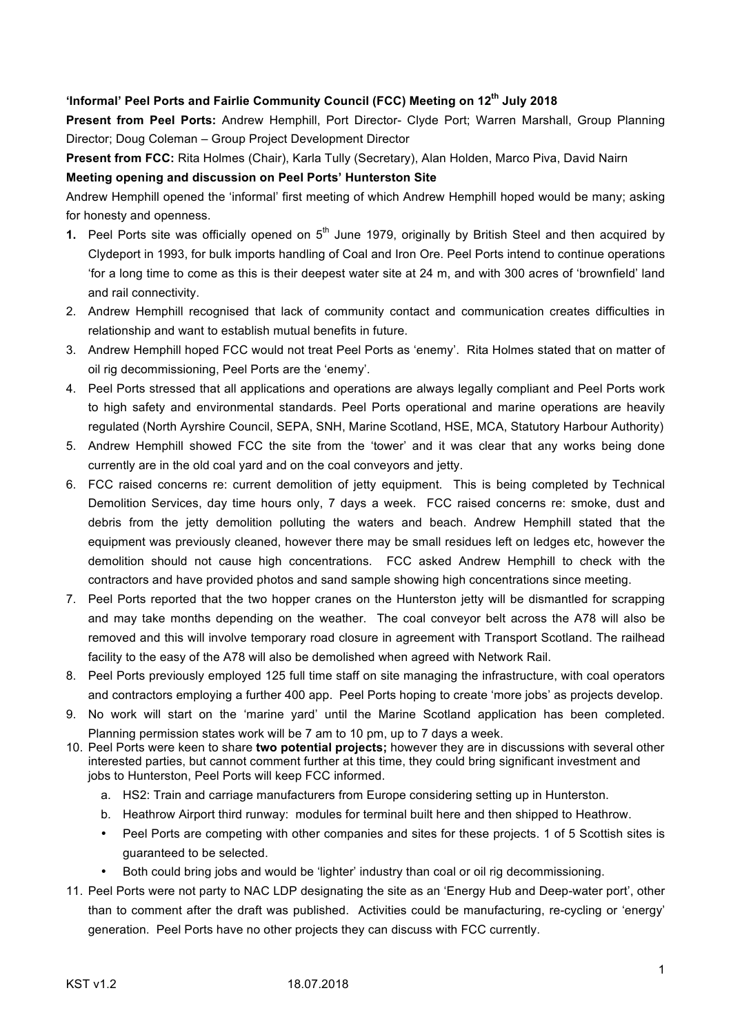**'Informal' Peel Ports and Fairlie Community Council (FCC) Meeting on 12th July 2018**

**Present from Peel Ports:** Andrew Hemphill, Port Director- Clyde Port; Warren Marshall, Group Planning Director; Doug Coleman – Group Project Development Director

**Present from FCC:** Rita Holmes (Chair), Karla Tully (Secretary), Alan Holden, Marco Piva, David Nairn

**Meeting opening and discussion on Peel Ports' Hunterston Site**

Andrew Hemphill opened the 'informal' first meeting of which Andrew Hemphill hoped would be many; asking for honesty and openness.

1. Peel Ports site was officially opened on 5th June 1979, originally by British Steel and then acquired by Clydeport in 1993, for bulk imports handling of Coal and Iron Ore. Peel Ports intend to continue operations 'for a long time to come as this is their deepest water site at 24 m, and with 300 acres of 'brownfield' land and rail connectivity.
2. Andrew Hemphill recognised that lack of community contact and communication creates difficulties in relationship and want to establish mutual benefits in future.
3. Andrew Hemphill hoped FCC would not treat Peel Ports as 'enemy'. Rita Holmes stated that on matter of oil rig decommissioning, Peel Ports are the 'enemy'.
4. Peel Ports stressed that all applications and operations are always legally compliant and Peel Ports work to high safety and environmental standards. Peel Ports operational and marine operations are heavily regulated (North Ayrshire Council, SEPA, SNH, Marine Scotland, HSE, MCA, Statutory Harbour Authority)
5. Andrew Hemphill showed FCC the site from the 'tower' and it was clear that any works being done currently are in the old coal yard and on the coal conveyors and jetty.
6. FCC raised concerns re: current demolition of jetty equipment. This is being completed by Technical Demolition Services, day time hours only, 7 days a week. FCC raised concerns re: smoke, dust and debris from the jetty demolition polluting the waters and beach. Andrew Hemphill stated that the equipment was previously cleaned, however there may be small residues left on ledges etc, however the demolition should not cause high concentrations. FCC asked Andrew Hemphill to check with the contractors and have provided photos and sand sample showing high concentrations since meeting.
7. Peel Ports reported that the two hopper cranes on the Hunterston jetty will be dismantled for scrapping and may take months depending on the weather. The coal conveyor belt across the A78 will also be removed and this will involve temporary road closure in agreement with Transport Scotland. The railhead facility to the easy of the A78 will also be demolished when agreed with Network Rail.
8. Peel Ports previously employed 125 full time staff on site managing the infrastructure, with coal operators and contractors employing a further 400 app. Peel Ports hoping to create 'more jobs' as projects develop.
9. No work will start on the 'marine yard' until the Marine Scotland application has been completed. Planning permission states work will be 7 am to 10 pm, up to 7 days a week.
10. Peel Ports were keen to share **two potential projects;** however they are in discussions with several other interested parties, but cannot comment further at this time, they could bring significant investment and jobs to Hunterston, Peel Ports will keep FCC informed.
    a. HS2: Train and carriage manufacturers from Europe considering setting up in Hunterston.
    b. Heathrow Airport third runway: modules for terminal built here and then shipped to Heathrow.
    - Peel Ports are competing with other companies and sites for these projects. 1 of 5 Scottish sites is guaranteed to be selected.
    - Both could bring jobs and would be 'lighter' industry than coal or oil rig decommissioning.
11. Peel Ports were not party to NAC LDP designating the site as an 'Energy Hub and Deep-water port', other than to comment after the draft was published. Activities could be manufacturing, re-cycling or 'energy' generation. Peel Ports have no other projects they can discuss with FCC currently.

KST v1.2 18.07.2018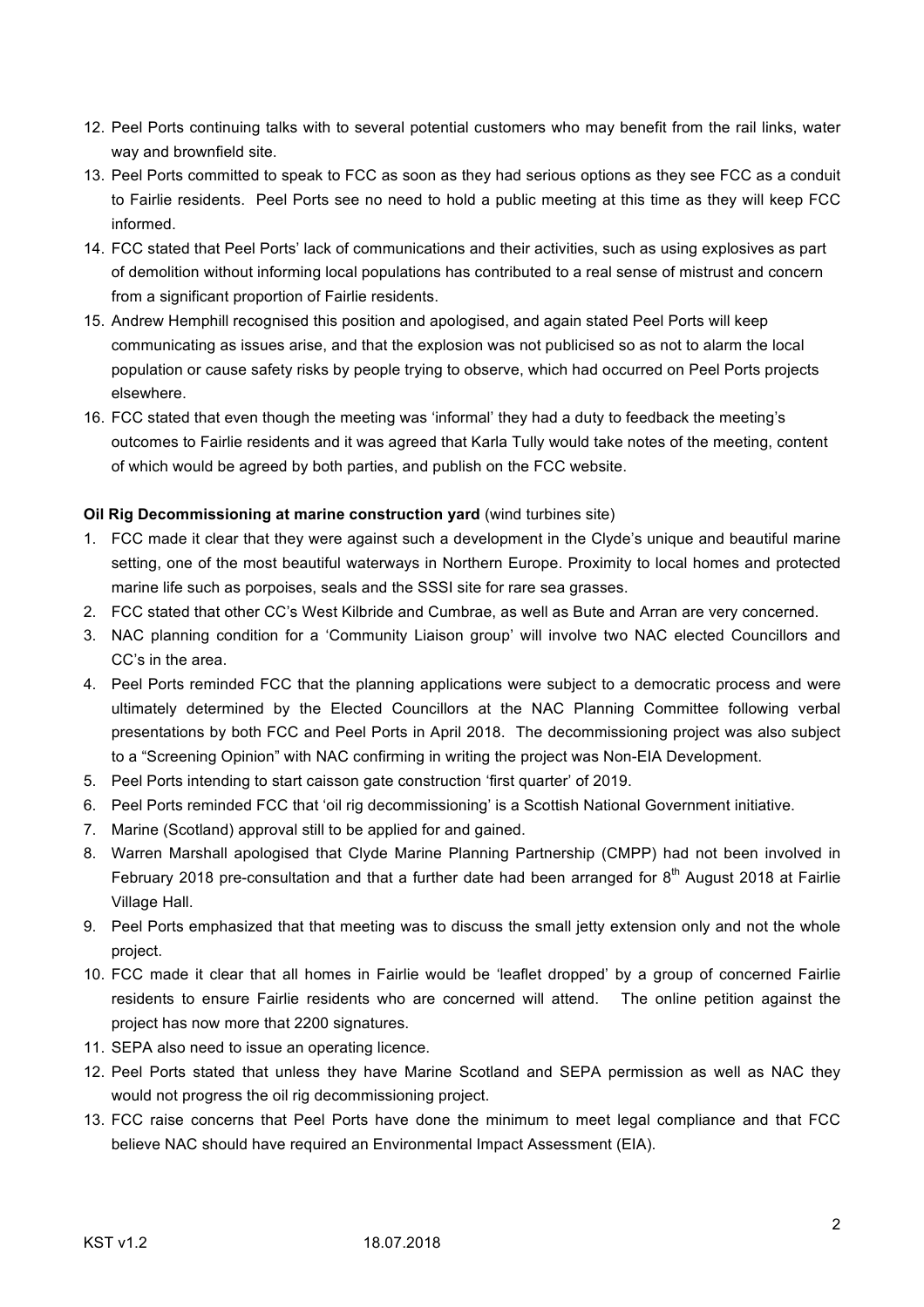12. Peel Ports continuing talks with to several potential customers who may benefit from the rail links, water way and brownfield site.
13. Peel Ports committed to speak to FCC as soon as they had serious options as they see FCC as a conduit to Fairlie residents. Peel Ports see no need to hold a public meeting at this time as they will keep FCC informed.
14. FCC stated that Peel Ports' lack of communications and their activities, such as using explosives as part of demolition without informing local populations has contributed to a real sense of mistrust and concern from a significant proportion of Fairlie residents.
15. Andrew Hemphill recognised this position and apologised, and again stated Peel Ports will keep communicating as issues arise, and that the explosion was not publicised so as not to alarm the local population or cause safety risks by people trying to observe, which had occurred on Peel Ports projects elsewhere.
16. FCC stated that even though the meeting was 'informal' they had a duty to feedback the meeting's outcomes to Fairlie residents and it was agreed that Karla Tully would take notes of the meeting, content of which would be agreed by both parties, and publish on the FCC website.

**Oil Rig Decommissioning at marine construction yard** (wind turbines site)

1. FCC made it clear that they were against such a development in the Clyde's unique and beautiful marine setting, one of the most beautiful waterways in Northern Europe. Proximity to local homes and protected marine life such as porpoises, seals and the SSSI site for rare sea grasses.
2. FCC stated that other CC's West Kilbride and Cumbrae, as well as Bute and Arran are very concerned.
3. NAC planning condition for a 'Community Liaison group' will involve two NAC elected Councillors and CC's in the area.
4. Peel Ports reminded FCC that the planning applications were subject to a democratic process and were ultimately determined by the Elected Councillors at the NAC Planning Committee following verbal presentations by both FCC and Peel Ports in April 2018. The decommissioning project was also subject to a "Screening Opinion" with NAC confirming in writing the project was Non-EIA Development.
5. Peel Ports intending to start caisson gate construction 'first quarter' of 2019.
6. Peel Ports reminded FCC that 'oil rig decommissioning' is a Scottish National Government initiative.
7. Marine (Scotland) approval still to be applied for and gained.
8. Warren Marshall apologised that Clyde Marine Planning Partnership (CMPP) had not been involved in February 2018 pre-consultation and that a further date had been arranged for 8th August 2018 at Fairlie Village Hall.
9. Peel Ports emphasized that that meeting was to discuss the small jetty extension only and not the whole project.
10. FCC made it clear that all homes in Fairlie would be 'leaflet dropped' by a group of concerned Fairlie residents to ensure Fairlie residents who are concerned will attend. The online petition against the project has now more that 2200 signatures.
11. SEPA also need to issue an operating licence.
12. Peel Ports stated that unless they have Marine Scotland and SEPA permission as well as NAC they would not progress the oil rig decommissioning project.
13. FCC raise concerns that Peel Ports have done the minimum to meet legal compliance and that FCC believe NAC should have required an Environmental Impact Assessment (EIA).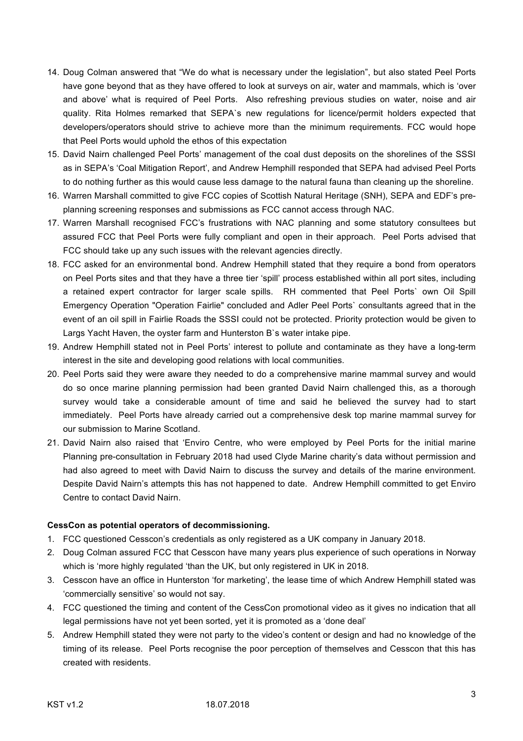14. Doug Colman answered that "We do what is necessary under the legislation", but also stated Peel Ports have gone beyond that as they have offered to look at surveys on air, water and mammals, which is 'over and above' what is required of Peel Ports. Also refreshing previous studies on water, noise and air quality. Rita Holmes remarked that SEPA`s new regulations for licence/permit holders expected that developers/operators should strive to achieve more than the minimum requirements. FCC would hope that Peel Ports would uphold the ethos of this expectation
15. David Nairn challenged Peel Ports' management of the coal dust deposits on the shorelines of the SSSI as in SEPA's 'Coal Mitigation Report', and Andrew Hemphill responded that SEPA had advised Peel Ports to do nothing further as this would cause less damage to the natural fauna than cleaning up the shoreline.
16. Warren Marshall committed to give FCC copies of Scottish Natural Heritage (SNH), SEPA and EDF's pre-planning screening responses and submissions as FCC cannot access through NAC.
17. Warren Marshall recognised FCC's frustrations with NAC planning and some statutory consultees but assured FCC that Peel Ports were fully compliant and open in their approach. Peel Ports advised that FCC should take up any such issues with the relevant agencies directly.
18. FCC asked for an environmental bond. Andrew Hemphill stated that they require a bond from operators on Peel Ports sites and that they have a three tier 'spill' process established within all port sites, including a retained expert contractor for larger scale spills. RH commented that Peel Ports` own Oil Spill Emergency Operation "Operation Fairlie" concluded and Adler Peel Ports` consultants agreed that in the event of an oil spill in Fairlie Roads the SSSI could not be protected. Priority protection would be given to Largs Yacht Haven, the oyster farm and Hunterston B`s water intake pipe.
19. Andrew Hemphill stated not in Peel Ports' interest to pollute and contaminate as they have a long-term interest in the site and developing good relations with local communities.
20. Peel Ports said they were aware they needed to do a comprehensive marine mammal survey and would do so once marine planning permission had been granted David Nairn challenged this, as a thorough survey would take a considerable amount of time and said he believed the survey had to start immediately. Peel Ports have already carried out a comprehensive desk top marine mammal survey for our submission to Marine Scotland.
21. David Nairn also raised that 'Enviro Centre, who were employed by Peel Ports for the initial marine Planning pre-consultation in February 2018 had used Clyde Marine charity's data without permission and had also agreed to meet with David Nairn to discuss the survey and details of the marine environment. Despite David Nairn's attempts this has not happened to date. Andrew Hemphill committed to get Enviro Centre to contact David Nairn.

**CessCon as potential operators of decommissioning.**

1. FCC questioned Cesscon's credentials as only registered as a UK company in January 2018.
2. Doug Colman assured FCC that Cesscon have many years plus experience of such operations in Norway which is 'more highly regulated 'than the UK, but only registered in UK in 2018.
3. Cesscon have an office in Hunterston 'for marketing', the lease time of which Andrew Hemphill stated was 'commercially sensitive' so would not say.
4. FCC questioned the timing and content of the CessCon promotional video as it gives no indication that all legal permissions have not yet been sorted, yet it is promoted as a 'done deal'
5. Andrew Hemphill stated they were not party to the video's content or design and had no knowledge of the timing of its release. Peel Ports recognise the poor perception of themselves and Cesscon that this has created with residents.

KST v1.2 18.07.2018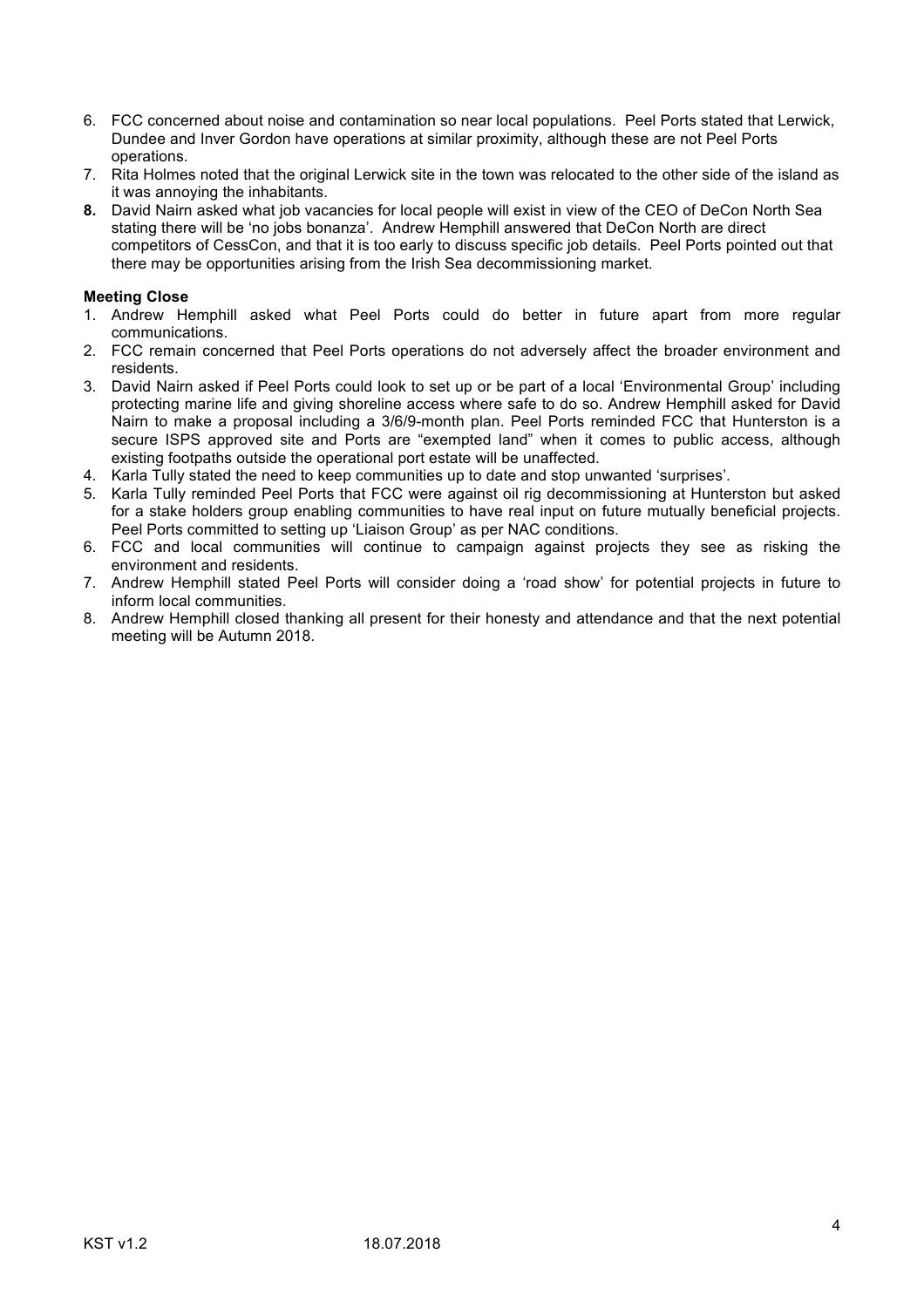6. FCC concerned about noise and contamination so near local populations. Peel Ports stated that Lerwick, Dundee and Inver Gordon have operations at similar proximity, although these are not Peel Ports operations.
7. Rita Holmes noted that the original Lerwick site in the town was relocated to the other side of the island as it was annoying the inhabitants.
8. David Nairn asked what job vacancies for local people will exist in view of the CEO of DeCon North Sea stating there will be 'no jobs bonanza'. Andrew Hemphill answered that DeCon North are direct competitors of CessCon, and that it is too early to discuss specific job details. Peel Ports pointed out that there may be opportunities arising from the Irish Sea decommissioning market.

**Meeting Close**

1. Andrew Hemphill asked what Peel Ports could do better in future apart from more regular communications.
2. FCC remain concerned that Peel Ports operations do not adversely affect the broader environment and residents.
3. David Nairn asked if Peel Ports could look to set up or be part of a local 'Environmental Group' including protecting marine life and giving shoreline access where safe to do so. Andrew Hemphill asked for David Nairn to make a proposal including a 3/6/9-month plan. Peel Ports reminded FCC that Hunterston is a secure ISPS approved site and Ports are "exempted land" when it comes to public access, although existing footpaths outside the operational port estate will be unaffected.
4. Karla Tully stated the need to keep communities up to date and stop unwanted 'surprises'.
5. Karla Tully reminded Peel Ports that FCC were against oil rig decommissioning at Hunterston but asked for a stake holders group enabling communities to have real input on future mutually beneficial projects. Peel Ports committed to setting up 'Liaison Group' as per NAC conditions.
6. FCC and local communities will continue to campaign against projects they see as risking the environment and residents.
7. Andrew Hemphill stated Peel Ports will consider doing a 'road show' for potential projects in future to inform local communities.
8. Andrew Hemphill closed thanking all present for their honesty and attendance and that the next potential meeting will be Autumn 2018.

KST v1.2 18.07.2018